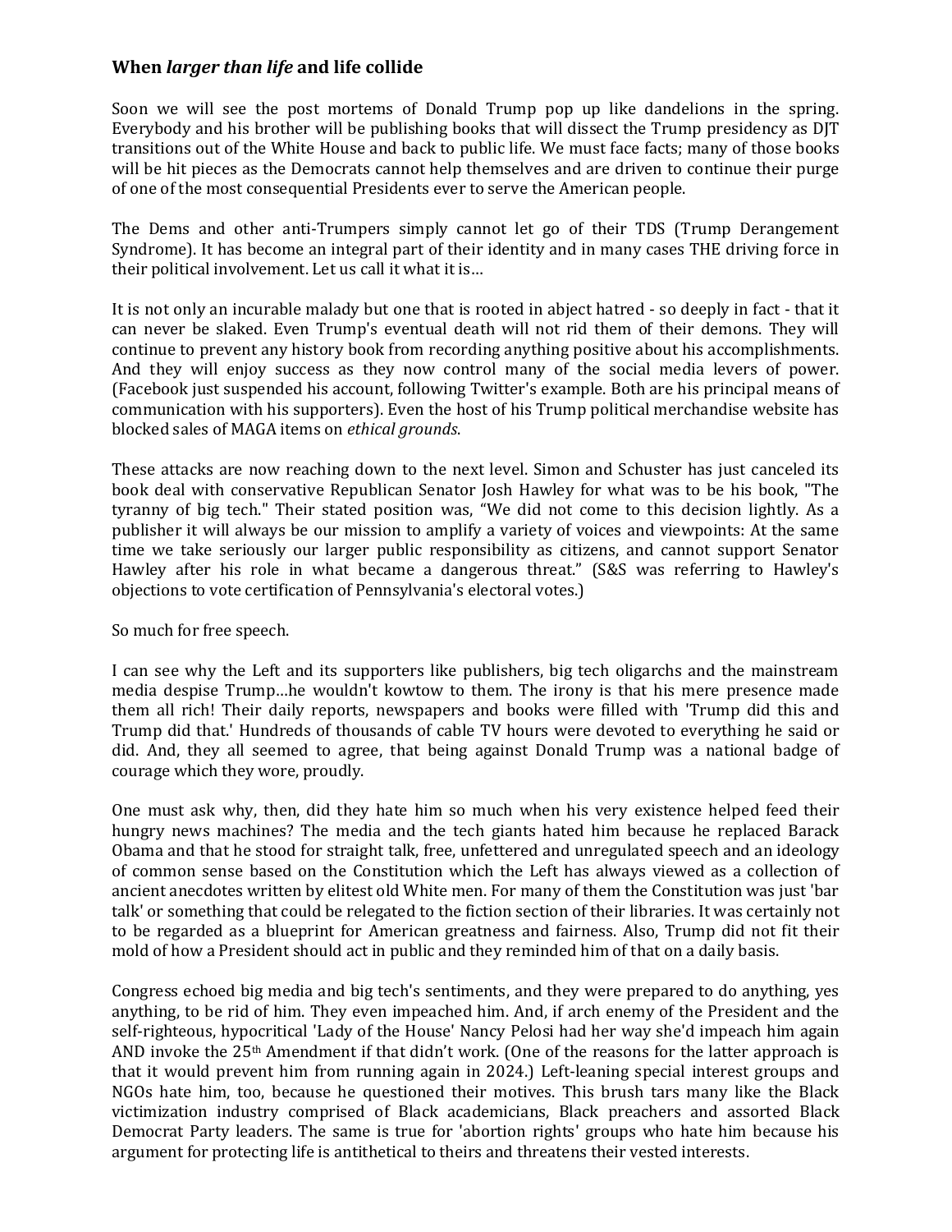## When *larger than life* and life collide

Soon we will see the post mortems of Donald Trump pop up like dandelions in the spring. Everybody and his brother will be publishing books that will dissect the Trump presidency as DJT transitions out of the White House and back to public life. We must face facts; many of those books will be hit pieces as the Democrats cannot help themselves and are driven to continue their purge of one of the most consequential Presidents ever to serve the American people.

The Dems and other anti-Trumpers simply cannot let go of their TDS (Trump Derangement Syndrome). It has become an integral part of their identity and in many cases THE driving force in their political involvement. Let us call it what it is…

It is not only an incurable malady but one that is rooted in abject hatred - so deeply in fact - that it can never be slaked. Even Trump's eventual death will not rid them of their demons. They will continue to prevent any history book from recording anything positive about his accomplishments. And they will enjoy success as they now control many of the social media levers of power. (Facebook just suspended his account, following Twitter's example. Both are his principal means of communication with his supporters). Even the host of his Trump political merchandise website has blocked sales of MAGA items on *ethical grounds*.

These attacks are now reaching down to the next level. Simon and Schuster has just canceled its book deal with conservative Republican Senator Josh Hawley for what was to be his book, "The tyranny of big tech." Their stated position was, "We did not come to this decision lightly. As a publisher it will always be our mission to amplify a variety of voices and viewpoints: At the same time we take seriously our larger public responsibility as citizens, and cannot support Senator Hawley after his role in what became a dangerous threat." (S&S was referring to Hawley's objections to vote certification of Pennsylvania's electoral votes.)

So much for free speech.

I can see why the Left and its supporters like publishers, big tech oligarchs and the mainstream media despise Trump…he wouldn't kowtow to them. The irony is that his mere presence made them all rich! Their daily reports, newspapers and books were filled with 'Trump did this and Trump did that.' Hundreds of thousands of cable TV hours were devoted to everything he said or did. And, they all seemed to agree, that being against Donald Trump was a national badge of courage which they wore, proudly.

One must ask why, then, did they hate him so much when his very existence helped feed their hungry news machines? The media and the tech giants hated him because he replaced Barack Obama and that he stood for straight talk, free, unfettered and unregulated speech and an ideology of common sense based on the Constitution which the Left has always viewed as a collection of ancient anecdotes written by elitest old White men. For many of them the Constitution was just 'bar talk' or something that could be relegated to the fiction section of their libraries. It was certainly not to be regarded as a blueprint for American greatness and fairness. Also, Trump did not fit their mold of how a President should act in public and they reminded him of that on a daily basis.

Congress echoed big media and big tech's sentiments, and they were prepared to do anything, yes anything, to be rid of him. They even impeached him. And, if arch enemy of the President and the self-righteous, hypocritical 'Lady of the House' Nancy Pelosi had her way she'd impeach him again AND invoke the 25th Amendment if that didn't work. (One of the reasons for the latter approach is that it would prevent him from running again in 2024.) Left-leaning special interest groups and NGOs hate him, too, because he questioned their motives. This brush tars many like the Black victimization industry comprised of Black academicians, Black preachers and assorted Black Democrat Party leaders. The same is true for 'abortion rights' groups who hate him because his argument for protecting life is antithetical to theirs and threatens their vested interests.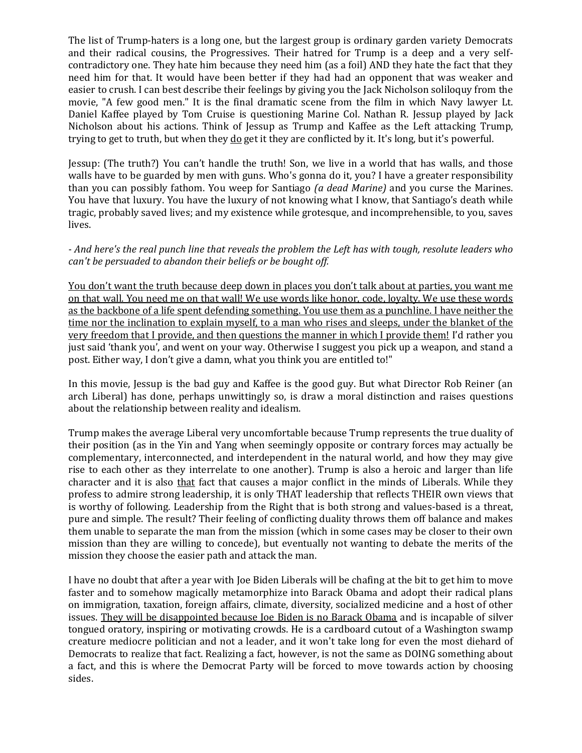The list of Trump-haters is a long one, but the largest group is ordinary garden variety Democrats and their radical cousins, the Progressives. Their hatred for Trump is a deep and a very self-contradictory one. They hate him because they need him (as a foil) AND they hate the fact that they need him for that. It would have been better if they had had an opponent that was weaker and easier to crush. I can best describe their feelings by giving you the Jack Nicholson soliloquy from the movie, "A few good men." It is the final dramatic scene from the film in which Navy lawyer Lt. Daniel Kaffee played by Tom Cruise is questioning Marine Col. Nathan R. Jessup played by Jack Nicholson about his actions. Think of Jessup as Trump and Kaffee as the Left attacking Trump, trying to get to truth, but when they <u>do</u> get it they are conflicted by it. It's long, but it's powerful.

Jessup: (The truth?) You can't handle the truth! Son, we live in a world that has walls, and those walls have to be guarded by men with guns. Who's gonna do it, you? I have a greater responsibility than you can possibly fathom. You weep for Santiago *(a dead Marine)* and you curse the Marines. You have that luxury. You have the luxury of not knowing what I know, that Santiago's death while tragic, probably saved lives; and my existence while grotesque, and incomprehensible, to you, saves lives.

*- And here's the real punch line that reveals the problem the Left has with tough, resolute leaders who can't be persuaded to abandon their beliefs or be bought off.*

<u>You don't want the truth because deep down in places you don't talk about at parties, you want me on that wall. You need me on that wall! We use words like honor, code, loyalty. We use these words as the backbone of a life spent defending something. You use them as a punchline. I have neither the time nor the inclination to explain myself, to a man who rises and sleeps, under the blanket of the very freedom that I provide, and then questions the manner in which I provide them!</u> I'd rather you just said 'thank you', and went on your way. Otherwise I suggest you pick up a weapon, and stand a post. Either way, I don't give a damn, what you think you are entitled to!"

In this movie, Jessup is the bad guy and Kaffee is the good guy. But what Director Rob Reiner (an arch Liberal) has done, perhaps unwittingly so, is draw a moral distinction and raises questions about the relationship between reality and idealism.

Trump makes the average Liberal very uncomfortable because Trump represents the true duality of their position (as in the Yin and Yang when seemingly opposite or contrary forces may actually be complementary, interconnected, and interdependent in the natural world, and how they may give rise to each other as they interrelate to one another). Trump is also a heroic and larger than life character and it is also <u>that</u> fact that causes a major conflict in the minds of Liberals. While they profess to admire strong leadership, it is only THAT leadership that reflects THEIR own views that is worthy of following. Leadership from the Right that is both strong and values-based is a threat, pure and simple. The result? Their feeling of conflicting duality throws them off balance and makes them unable to separate the man from the mission (which in some cases may be closer to their own mission than they are willing to concede), but eventually not wanting to debate the merits of the mission they choose the easier path and attack the man.

I have no doubt that after a year with Joe Biden Liberals will be chafing at the bit to get him to move faster and to somehow magically metamorphize into Barack Obama and adopt their radical plans on immigration, taxation, foreign affairs, climate, diversity, socialized medicine and a host of other issues. <u>They will be disappointed because Joe Biden is no Barack Obama</u> and is incapable of silver tongued oratory, inspiring or motivating crowds. He is a cardboard cutout of a Washington swamp creature mediocre politician and not a leader, and it won't take long for even the most diehard of Democrats to realize that fact. Realizing a fact, however, is not the same as DOING something about a fact, and this is where the Democrat Party will be forced to move towards action by choosing sides.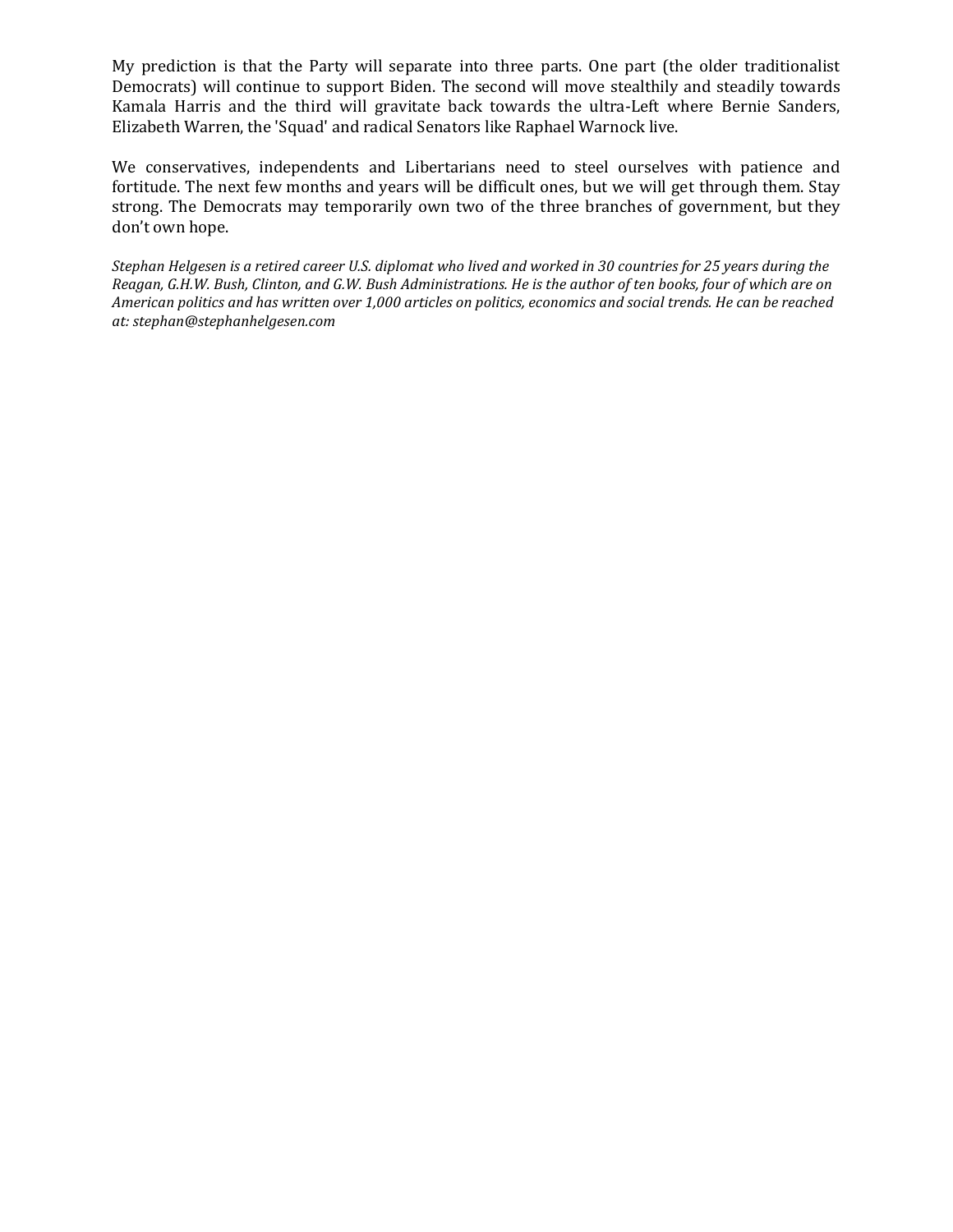My prediction is that the Party will separate into three parts. One part (the older traditionalist Democrats) will continue to support Biden. The second will move stealthily and steadily towards Kamala Harris and the third will gravitate back towards the ultra-Left where Bernie Sanders, Elizabeth Warren, the 'Squad' and radical Senators like Raphael Warnock live.

We conservatives, independents and Libertarians need to steel ourselves with patience and fortitude. The next few months and years will be difficult ones, but we will get through them. Stay strong. The Democrats may temporarily own two of the three branches of government, but they don't own hope.

*Stephan Helgesen is a retired career U.S. diplomat who lived and worked in 30 countries for 25 years during the Reagan, G.H.W. Bush, Clinton, and G.W. Bush Administrations. He is the author of ten books, four of which are on American politics and has written over 1,000 articles on politics, economics and social trends. He can be reached at: stephan@stephanhelgesen.com*